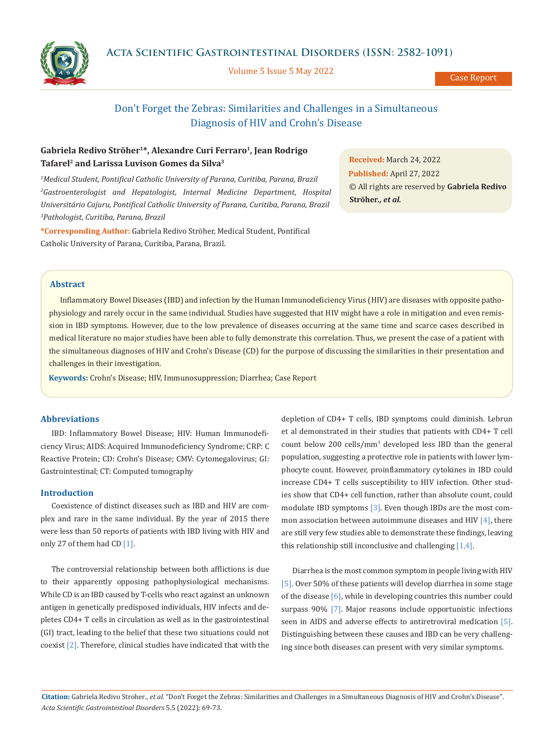# Don't Forget the Zebras: Similarities and Challenges in a Simultaneous Diagnosis of HIV and Crohn's Disease

**Gabriela Redivo Ströher[1]\*, Alexandre Curi Ferraro[1], Jean Rodrigo Tafarel[2] and Larissa Luvison Gomes da Silva[3]**

*[1]Medical Student, Pontifical Catholic University of Parana, Curitiba, Parana, Brazil*
*[2]Gastroenterologist and Hepatologist, Internal Medicine Department, Hospital Universitário Cajuru, Pontifical Catholic University of Parana, Curitiba, Parana, Brazil*
*[3]Pathologist, Curitiba, Parana, Brazil*

**\*Corresponding Author:** Gabriela Redivo Ströher, Medical Student, Pontifical Catholic University of Parana, Curitiba, Parana, Brazil.

**Received:** March 24, 2022
**Published:** April 27, 2022
© All rights are reserved by **Gabriela Redivo Ströher.,** ***et al.***

## Abstract

Inflammatory Bowel Diseases (IBD) and infection by the Human Immunodeficiency Virus (HIV) are diseases with opposite pathophysiology and rarely occur in the same individual. Studies have suggested that HIV might have a role in mitigation and even remission in IBD symptoms. However, due to the low prevalence of diseases occurring at the same time and scarce cases described in medical literature no major studies have been able to fully demonstrate this correlation. Thus, we present the case of a patient with the simultaneous diagnoses of HIV and Crohn's Disease (CD) for the purpose of discussing the similarities in their presentation and challenges in their investigation.

**Keywords:** Crohn's Disease; HIV, Immunosuppression; Diarrhea; Case Report

## Abbreviations

IBD: Inflammatory Bowel Disease; HIV: Human Immunodeficiency Virus; AIDS: Acquired Immunodeficiency Syndrome; CRP: C Reactive Protein; CD: Crohn's Disease; CMV: Cytomegalovirus; GI: Gastrointestinal; CT: Computed tomography

## Introduction

Coexistence of distinct diseases such as IBD and HIV are complex and rare in the same individual. By the year of 2015 there were less than 50 reports of patients with IBD living with HIV and only 27 of them had CD [1].

The controversial relationship between both afflictions is due to their apparently opposing pathophysiological mechanisms. While CD is an IBD caused by T-cells who react against an unknown antigen in genetically predisposed individuals, HIV infects and depletes CD4+ T cells in circulation as well as in the gastrointestinal (GI) tract, leading to the belief that these two situations could not coexist [2]. Therefore, clinical studies have indicated that with the depletion of CD4+ T cells, IBD symptoms could diminish. Lebrun et al demonstrated in their studies that patients with CD4+ T cell count below 200 cells/mm$^3$ developed less IBD than the general population, suggesting a protective role in patients with lower lymphocyte count. However, proinflammatory cytokines in IBD could increase CD4+ T cells susceptibility to HIV infection. Other studies show that CD4+ cell function, rather than absolute count, could modulate IBD symptoms [3]. Even though IBDs are the most common association between autoimmune diseases and HIV [4], there are still very few studies able to demonstrate these findings, leaving this relationship still inconclusive and challenging [1,4].

Diarrhea is the most common symptom in people living with HIV [5]. Over 50% of these patients will develop diarrhea in some stage of the disease [6], while in developing countries this number could surpass 90% [7]. Major reasons include opportunistic infections seen in AIDS and adverse effects to antiretroviral medication [5]. Distinguishing between these causes and IBD can be very challenging since both diseases can present with very similar symptoms.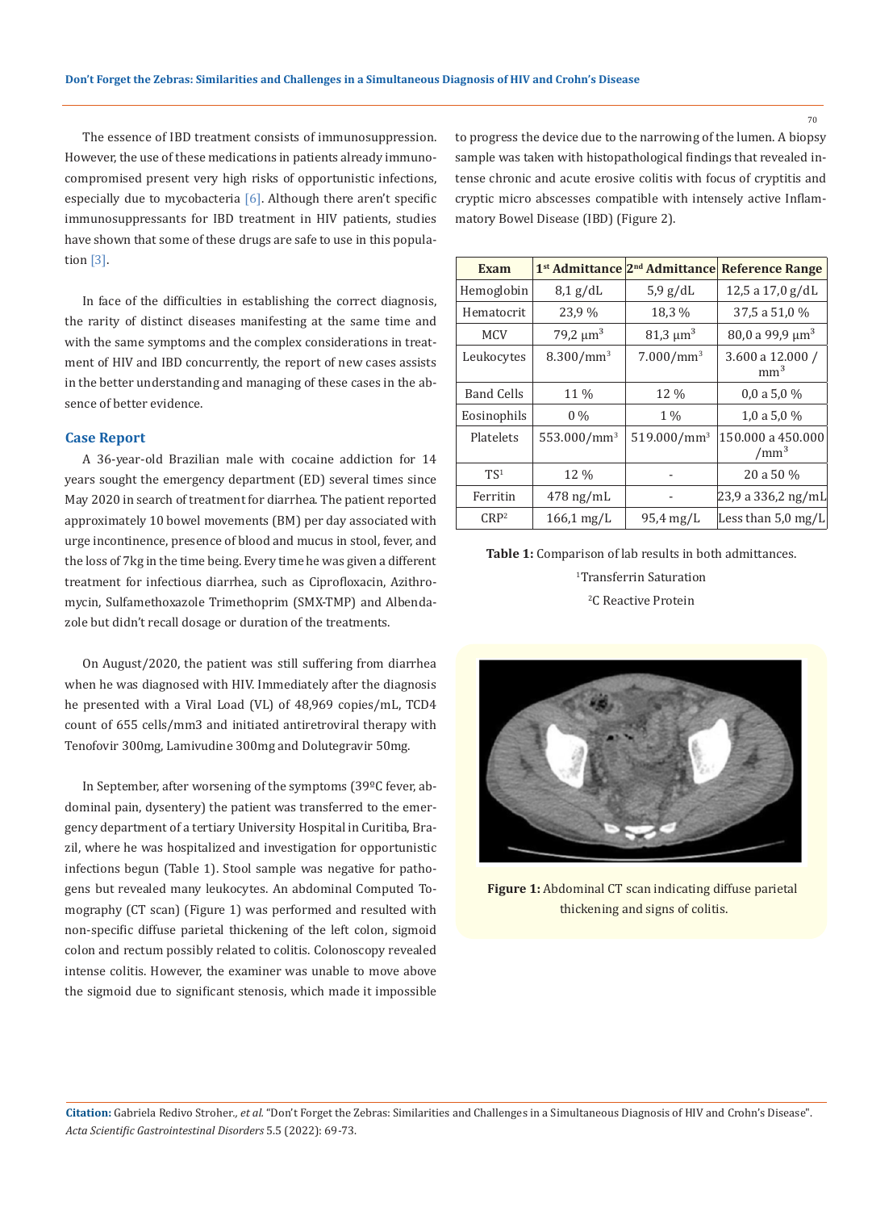The essence of IBD treatment consists of immunosuppression. However, the use of these medications in patients already immunocompromised present very high risks of opportunistic infections, especially due to mycobacteria [6]. Although there aren't specific immunosuppressants for IBD treatment in HIV patients, studies have shown that some of these drugs are safe to use in this population [3].

In face of the difficulties in establishing the correct diagnosis, the rarity of distinct diseases manifesting at the same time and with the same symptoms and the complex considerations in treatment of HIV and IBD concurrently, the report of new cases assists in the better understanding and managing of these cases in the absence of better evidence.

## Case Report

A 36-year-old Brazilian male with cocaine addiction for 14 years sought the emergency department (ED) several times since May 2020 in search of treatment for diarrhea. The patient reported approximately 10 bowel movements (BM) per day associated with urge incontinence, presence of blood and mucus in stool, fever, and the loss of 7kg in the time being. Every time he was given a different treatment for infectious diarrhea, such as Ciprofloxacin, Azithromycin, Sulfamethoxazole Trimethoprim (SMX-TMP) and Albendazole but didn't recall dosage or duration of the treatments.

On August/2020, the patient was still suffering from diarrhea when he was diagnosed with HIV. Immediately after the diagnosis he presented with a Viral Load (VL) of 48,969 copies/mL, TCD4 count of 655 cells/mm3 and initiated antiretroviral therapy with Tenofovir 300mg, Lamivudine 300mg and Dolutegravir 50mg.

In September, after worsening of the symptoms (39ºC fever, abdominal pain, dysentery) the patient was transferred to the emergency department of a tertiary University Hospital in Curitiba, Brazil, where he was hospitalized and investigation for opportunistic infections begun (Table 1). Stool sample was negative for pathogens but revealed many leukocytes. An abdominal Computed Tomography (CT scan) (Figure 1) was performed and resulted with non-specific diffuse parietal thickening of the left colon, sigmoid colon and rectum possibly related to colitis. Colonoscopy revealed intense colitis. However, the examiner was unable to move above the sigmoid due to significant stenosis, which made it impossible to progress the device due to the narrowing of the lumen. A biopsy sample was taken with histopathological findings that revealed intense chronic and acute erosive colitis with focus of cryptitis and cryptic micro abscesses compatible with intensely active Inflammatory Bowel Disease (IBD) (Figure 2).

| Exam | 1st Admittance | 2nd Admittance | Reference Range |
|---|---|---|---|
| Hemoglobin | 8,1 g/dL | 5,9 g/dL | 12,5 a 17,0 g/dL |
| Hematocrit | 23,9 % | 18,3 % | 37,5 a 51,0 % |
| MCV | 79,2 $\mu m^3$ | 81,3 $\mu m^3$ | 80,0 a 99,9 $\mu m^3$ |
| Leukocytes | 8.300/$mm^3$ | 7.000/$mm^3$ | 3.600 a 12.000 / $mm^3$ |
| Band Cells | 11 % | 12 % | 0,0 a 5,0 % |
| Eosinophils | 0 % | 1 % | 1,0 a 5,0 % |
| Platelets | 553.000/$mm^3$ | 519.000/$mm^3$ | 150.000 a 450.000 /$mm^3$ |
| TS[1] | 12 % | - | 20 a 50 % |
| Ferritin | 478 ng/mL | - | 23,9 a 336,2 ng/mL |
| CRP[2] | 166,1 mg/L | 95,4 mg/L | Less than 5,0 mg/L |

**Table 1:** Comparison of lab results in both admittances.

[1]Transferrin Saturation

[2]C Reactive Protein

**Figure 1:** Abdominal CT scan indicating diffuse parietal thickening and signs of colitis.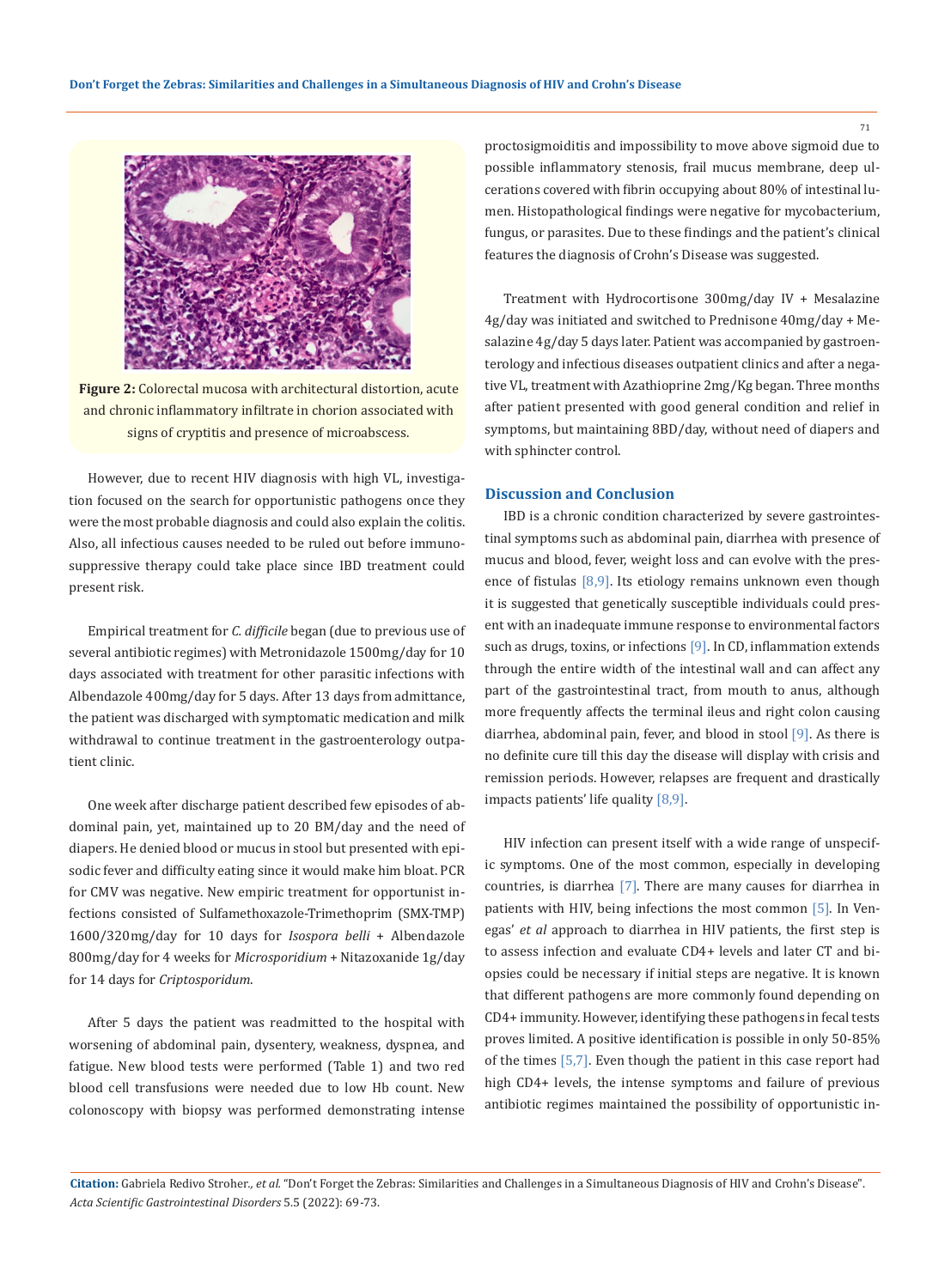Figure 2: Colorectal mucosa with architectural distortion, acute and chronic inflammatory infiltrate in chorion associated with signs of cryptitis and presence of microabscess.

However, due to recent HIV diagnosis with high VL, investigation focused on the search for opportunistic pathogens once they were the most probable diagnosis and could also explain the colitis. Also, all infectious causes needed to be ruled out before immunosuppressive therapy could take place since IBD treatment could present risk.

Empirical treatment for *C. difficile* began (due to previous use of several antibiotic regimes) with Metronidazole 1500mg/day for 10 days associated with treatment for other parasitic infections with Albendazole 400mg/day for 5 days. After 13 days from admittance, the patient was discharged with symptomatic medication and milk withdrawal to continue treatment in the gastroenterology outpatient clinic.

One week after discharge patient described few episodes of abdominal pain, yet, maintained up to 20 BM/day and the need of diapers. He denied blood or mucus in stool but presented with episodic fever and difficulty eating since it would make him bloat. PCR for CMV was negative. New empiric treatment for opportunist infections consisted of Sulfamethoxazole-Trimethoprim (SMX-TMP) 1600/320mg/day for 10 days for *Isospora belli* + Albendazole 800mg/day for 4 weeks for *Microsporidium* + Nitazoxanide 1g/day for 14 days for *Criptosporidum*.

After 5 days the patient was readmitted to the hospital with worsening of abdominal pain, dysentery, weakness, dyspnea, and fatigue. New blood tests were performed (Table 1) and two red blood cell transfusions were needed due to low Hb count. New colonoscopy with biopsy was performed demonstrating intense proctosigmoiditis and impossibility to move above sigmoid due to possible inflammatory stenosis, frail mucus membrane, deep ulcerations covered with fibrin occupying about 80% of intestinal lumen. Histopathological findings were negative for mycobacterium, fungus, or parasites. Due to these findings and the patient's clinical features the diagnosis of Crohn's Disease was suggested.

Treatment with Hydrocortisone 300mg/day IV + Mesalazine 4g/day was initiated and switched to Prednisone 40mg/day + Mesalazine 4g/day 5 days later. Patient was accompanied by gastroenterology and infectious diseases outpatient clinics and after a negative VL, treatment with Azathioprine 2mg/Kg began. Three months after patient presented with good general condition and relief in symptoms, but maintaining 8BD/day, without need of diapers and with sphincter control.

## Discussion and Conclusion

IBD is a chronic condition characterized by severe gastrointestinal symptoms such as abdominal pain, diarrhea with presence of mucus and blood, fever, weight loss and can evolve with the presence of fistulas [8,9]. Its etiology remains unknown even though it is suggested that genetically susceptible individuals could present with an inadequate immune response to environmental factors such as drugs, toxins, or infections [9]. In CD, inflammation extends through the entire width of the intestinal wall and can affect any part of the gastrointestinal tract, from mouth to anus, although more frequently affects the terminal ileus and right colon causing diarrhea, abdominal pain, fever, and blood in stool [9]. As there is no definite cure till this day the disease will display with crisis and remission periods. However, relapses are frequent and drastically impacts patients' life quality [8,9].

HIV infection can present itself with a wide range of unspecific symptoms. One of the most common, especially in developing countries, is diarrhea [7]. There are many causes for diarrhea in patients with HIV, being infections the most common [5]. In Venegas' *et al* approach to diarrhea in HIV patients, the first step is to assess infection and evaluate CD4+ levels and later CT and biopsies could be necessary if initial steps are negative. It is known that different pathogens are more commonly found depending on CD4+ immunity. However, identifying these pathogens in fecal tests proves limited. A positive identification is possible in only 50-85% of the times [5,7]. Even though the patient in this case report had high CD4+ levels, the intense symptoms and failure of previous antibiotic regimes maintained the possibility of opportunistic in-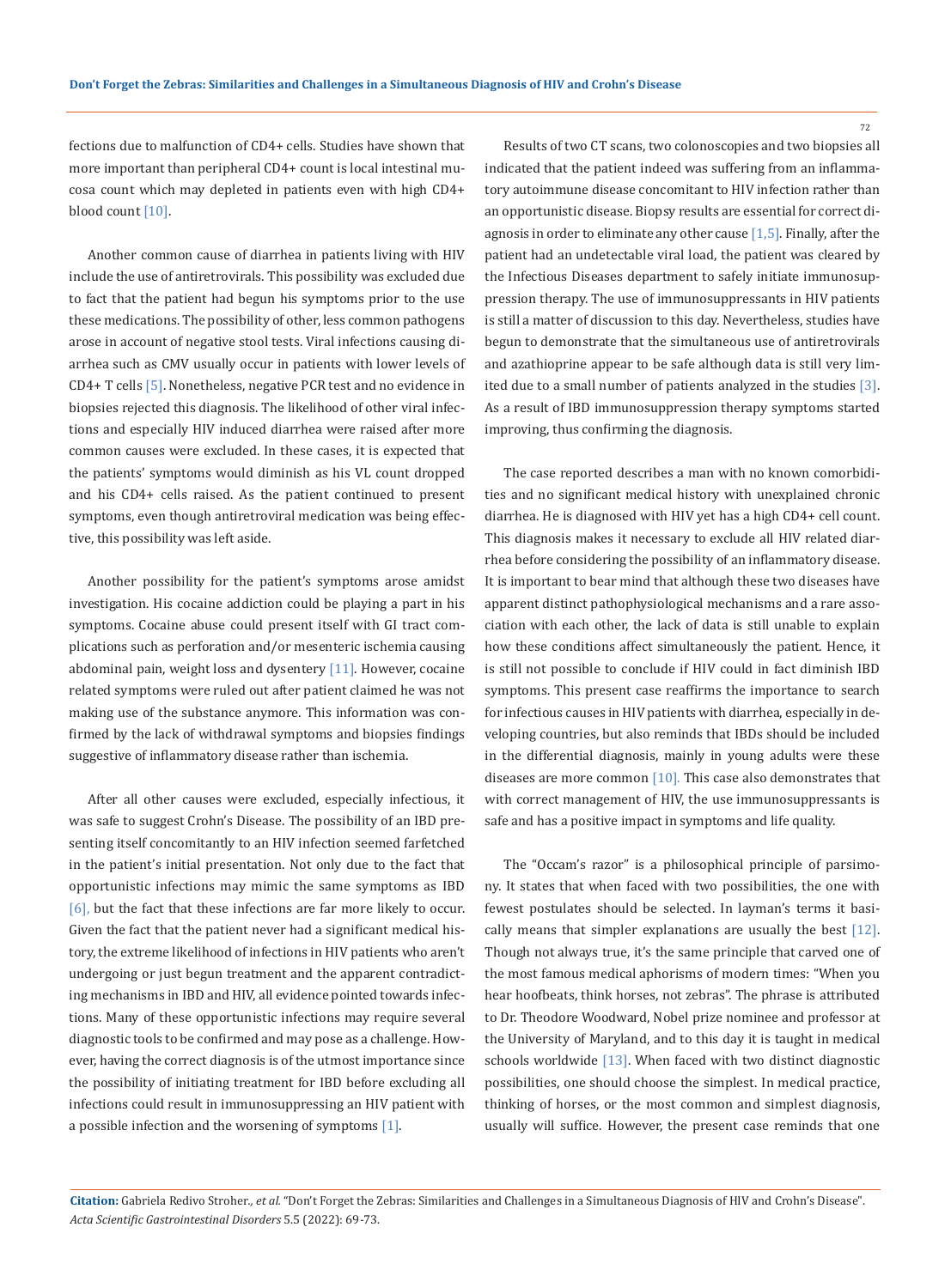fections due to malfunction of CD4+ cells. Studies have shown that more important than peripheral CD4+ count is local intestinal mucosa count which may depleted in patients even with high CD4+ blood count [10].

Another common cause of diarrhea in patients living with HIV include the use of antiretrovirals. This possibility was excluded due to fact that the patient had begun his symptoms prior to the use these medications. The possibility of other, less common pathogens arose in account of negative stool tests. Viral infections causing diarrhea such as CMV usually occur in patients with lower levels of CD4+ T cells [5]. Nonetheless, negative PCR test and no evidence in biopsies rejected this diagnosis. The likelihood of other viral infections and especially HIV induced diarrhea were raised after more common causes were excluded. In these cases, it is expected that the patients' symptoms would diminish as his VL count dropped and his CD4+ cells raised. As the patient continued to present symptoms, even though antiretroviral medication was being effective, this possibility was left aside.

Another possibility for the patient's symptoms arose amidst investigation. His cocaine addiction could be playing a part in his symptoms. Cocaine abuse could present itself with GI tract complications such as perforation and/or mesenteric ischemia causing abdominal pain, weight loss and dysentery [11]. However, cocaine related symptoms were ruled out after patient claimed he was not making use of the substance anymore. This information was confirmed by the lack of withdrawal symptoms and biopsies findings suggestive of inflammatory disease rather than ischemia.

After all other causes were excluded, especially infectious, it was safe to suggest Crohn's Disease. The possibility of an IBD presenting itself concomitantly to an HIV infection seemed farfetched in the patient's initial presentation. Not only due to the fact that opportunistic infections may mimic the same symptoms as IBD [6], but the fact that these infections are far more likely to occur. Given the fact that the patient never had a significant medical history, the extreme likelihood of infections in HIV patients who aren't undergoing or just begun treatment and the apparent contradicting mechanisms in IBD and HIV, all evidence pointed towards infections. Many of these opportunistic infections may require several diagnostic tools to be confirmed and may pose as a challenge. However, having the correct diagnosis is of the utmost importance since the possibility of initiating treatment for IBD before excluding all infections could result in immunosuppressing an HIV patient with a possible infection and the worsening of symptoms [1].

Results of two CT scans, two colonoscopies and two biopsies all indicated that the patient indeed was suffering from an inflammatory autoimmune disease concomitant to HIV infection rather than an opportunistic disease. Biopsy results are essential for correct diagnosis in order to eliminate any other cause [1,5]. Finally, after the patient had an undetectable viral load, the patient was cleared by the Infectious Diseases department to safely initiate immunosuppression therapy. The use of immunosuppressants in HIV patients is still a matter of discussion to this day. Nevertheless, studies have begun to demonstrate that the simultaneous use of antiretrovirals and azathioprine appear to be safe although data is still very limited due to a small number of patients analyzed in the studies [3]. As a result of IBD immunosuppression therapy symptoms started improving, thus confirming the diagnosis.

The case reported describes a man with no known comorbidities and no significant medical history with unexplained chronic diarrhea. He is diagnosed with HIV yet has a high CD4+ cell count. This diagnosis makes it necessary to exclude all HIV related diarrhea before considering the possibility of an inflammatory disease. It is important to bear mind that although these two diseases have apparent distinct pathophysiological mechanisms and a rare association with each other, the lack of data is still unable to explain how these conditions affect simultaneously the patient. Hence, it is still not possible to conclude if HIV could in fact diminish IBD symptoms. This present case reaffirms the importance to search for infectious causes in HIV patients with diarrhea, especially in developing countries, but also reminds that IBDs should be included in the differential diagnosis, mainly in young adults were these diseases are more common [10]. This case also demonstrates that with correct management of HIV, the use immunosuppressants is safe and has a positive impact in symptoms and life quality.

The "Occam's razor" is a philosophical principle of parsimony. It states that when faced with two possibilities, the one with fewest postulates should be selected. In layman's terms it basically means that simpler explanations are usually the best [12]. Though not always true, it's the same principle that carved one of the most famous medical aphorisms of modern times: "When you hear hoofbeats, think horses, not zebras". The phrase is attributed to Dr. Theodore Woodward, Nobel prize nominee and professor at the University of Maryland, and to this day it is taught in medical schools worldwide [13]. When faced with two distinct diagnostic possibilities, one should choose the simplest. In medical practice, thinking of horses, or the most common and simplest diagnosis, usually will suffice. However, the present case reminds that one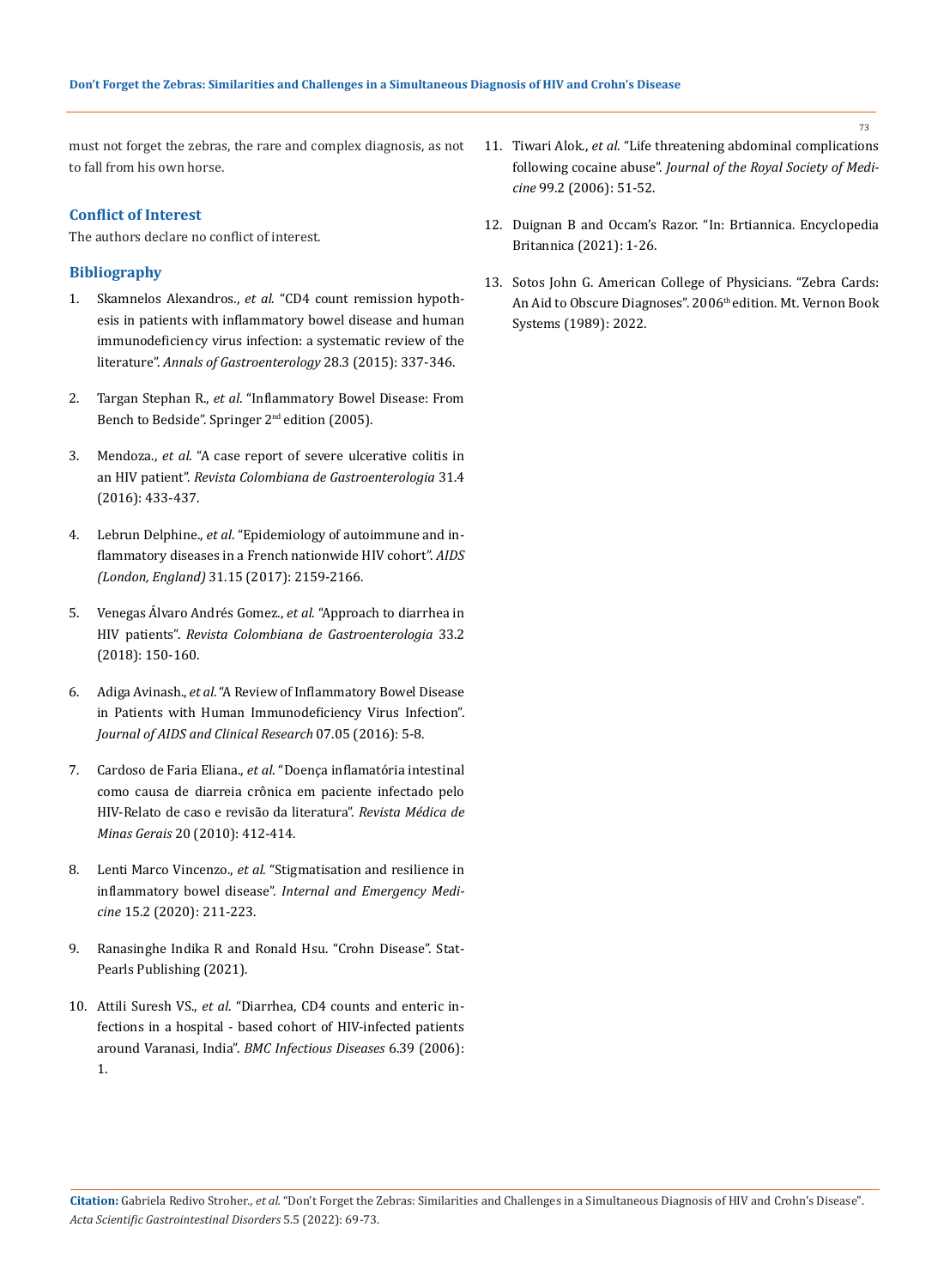must not forget the zebras, the rare and complex diagnosis, as not to fall from his own horse.

## Conflict of Interest

The authors declare no conflict of interest.

## Bibliography

1. Skamnelos Alexandros., *et al*. "CD4 count remission hypothesis in patients with inflammatory bowel disease and human immunodeficiency virus infection: a systematic review of the literature". *Annals of Gastroenterology* 28.3 (2015): 337-346.
2. Targan Stephan R., *et al*. "Inflammatory Bowel Disease: From Bench to Bedside". Springer 2nd edition (2005).
3. Mendoza., *et al*. "A case report of severe ulcerative colitis in an HIV patient". *Revista Colombiana de Gastroenterologia* 31.4 (2016): 433-437.
4. Lebrun Delphine., *et al*. "Epidemiology of autoimmune and inflammatory diseases in a French nationwide HIV cohort". *AIDS (London, England)* 31.15 (2017): 2159-2166.
5. Venegas Álvaro Andrés Gomez., *et al*. "Approach to diarrhea in HIV patients". *Revista Colombiana de Gastroenterologia* 33.2 (2018): 150-160.
6. Adiga Avinash., *et al*. "A Review of Inflammatory Bowel Disease in Patients with Human Immunodeficiency Virus Infection". *Journal of AIDS and Clinical Research* 07.05 (2016): 5-8.
7. Cardoso de Faria Eliana., *et al*. "Doença inflamatória intestinal como causa de diarreia crônica em paciente infectado pelo HIV-Relato de caso e revisão da literatura". *Revista Médica de Minas Gerais* 20 (2010): 412-414.
8. Lenti Marco Vincenzo., *et al*. "Stigmatisation and resilience in inflammatory bowel disease". *Internal and Emergency Medicine* 15.2 (2020): 211-223.
9. Ranasinghe Indika R and Ronald Hsu. "Crohn Disease". StatPearls Publishing (2021).
10. Attili Suresh VS., *et al*. "Diarrhea, CD4 counts and enteric infections in a hospital - based cohort of HIV-infected patients around Varanasi, India". *BMC Infectious Diseases* 6.39 (2006): 1.
11. Tiwari Alok., *et al*. "Life threatening abdominal complications following cocaine abuse". *Journal of the Royal Society of Medicine* 99.2 (2006): 51-52.
12. Duignan B and Occam's Razor. "In: Brtiannica. Encyclopedia Britannica (2021): 1-26.
13. Sotos John G. American College of Physicians. "Zebra Cards: An Aid to Obscure Diagnoses". 2006th edition. Mt. Vernon Book Systems (1989): 2022.